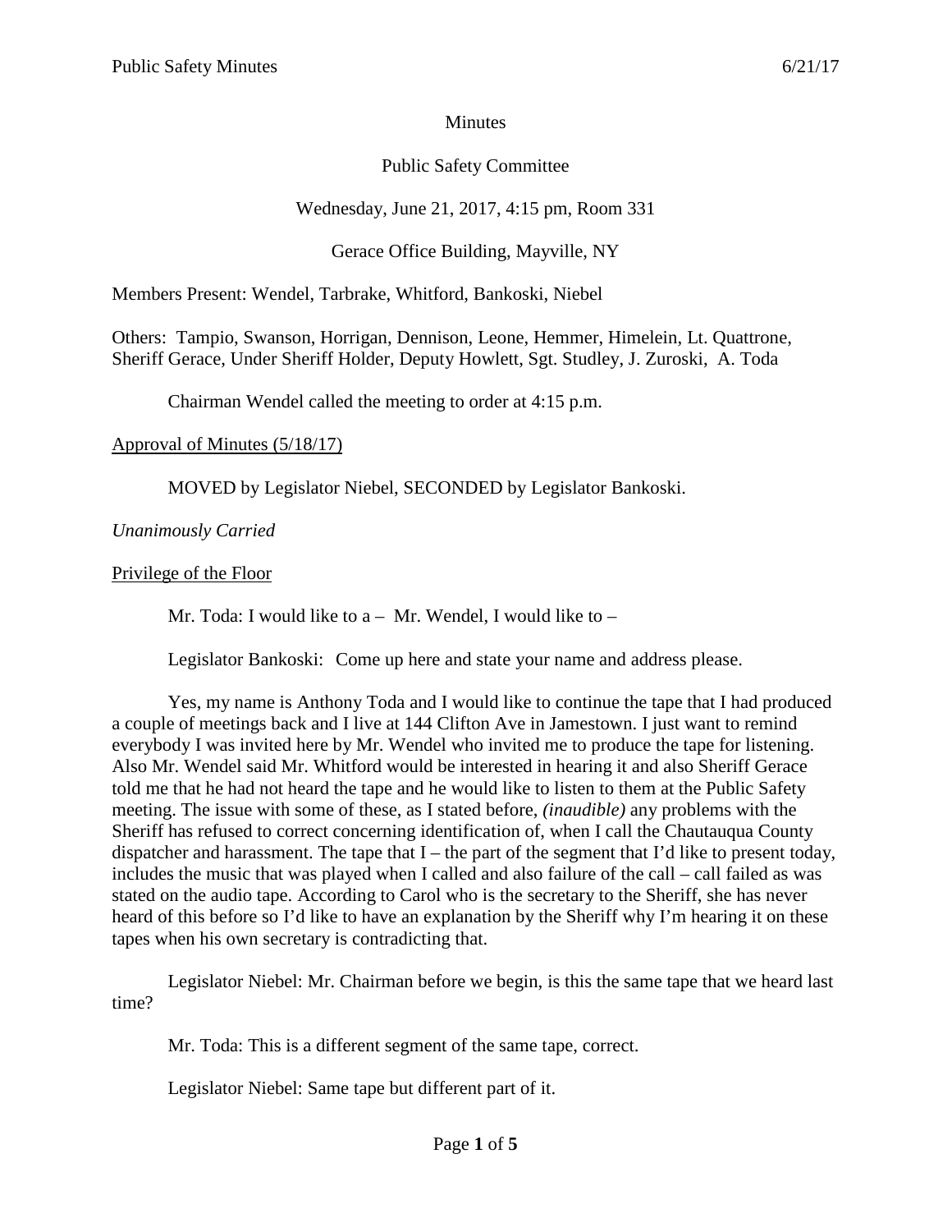Minutes

Public Safety Committee

Wednesday, June 21, 2017, 4:15 pm, Room 331

Gerace Office Building, Mayville, NY

Members Present: Wendel, Tarbrake, Whitford, Bankoski, Niebel

Others: Tampio, Swanson, Horrigan, Dennison, Leone, Hemmer, Himelein, Lt. Quattrone, Sheriff Gerace, Under Sheriff Holder, Deputy Howlett, Sgt. Studley, J. Zuroski, A. Toda

Chairman Wendel called the meeting to order at 4:15 p.m.

<u>Approval of Minutes (5/18/17)</u>

MOVED by Legislator Niebel, SECONDED by Legislator Bankoski.

*Unanimously Carried*

<u>Privilege of the Floor</u>

Mr. Toda: I would like to a – Mr. Wendel, I would like to –

Legislator Bankoski: Come up here and state your name and address please.

Yes, my name is Anthony Toda and I would like to continue the tape that I had produced a couple of meetings back and I live at 144 Clifton Ave in Jamestown. I just want to remind everybody I was invited here by Mr. Wendel who invited me to produce the tape for listening. Also Mr. Wendel said Mr. Whitford would be interested in hearing it and also Sheriff Gerace told me that he had not heard the tape and he would like to listen to them at the Public Safety meeting. The issue with some of these, as I stated before, *(inaudible)* any problems with the Sheriff has refused to correct concerning identification of, when I call the Chautauqua County dispatcher and harassment. The tape that I – the part of the segment that I'd like to present today, includes the music that was played when I called and also failure of the call – call failed as was stated on the audio tape. According to Carol who is the secretary to the Sheriff, she has never heard of this before so I'd like to have an explanation by the Sheriff why I'm hearing it on these tapes when his own secretary is contradicting that.

Legislator Niebel: Mr. Chairman before we begin, is this the same tape that we heard last time?

Mr. Toda: This is a different segment of the same tape, correct.

Legislator Niebel: Same tape but different part of it.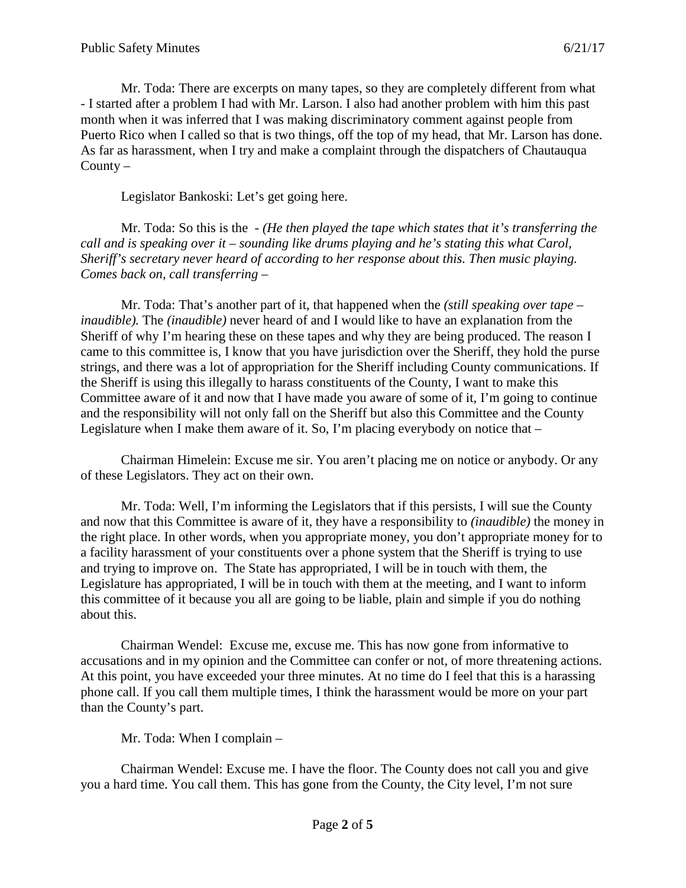Mr. Toda: There are excerpts on many tapes, so they are completely different from what - I started after a problem I had with Mr. Larson. I also had another problem with him this past month when it was inferred that I was making discriminatory comment against people from Puerto Rico when I called so that is two things, off the top of my head, that Mr. Larson has done. As far as harassment, when I try and make a complaint through the dispatchers of Chautauqua County –

Legislator Bankoski: Let's get going here.

Mr. Toda: So this is the - *(He then played the tape which states that it's transferring the call and is speaking over it – sounding like drums playing and he's stating this what Carol, Sheriff's secretary never heard of according to her response about this. Then music playing. Comes back on, call transferring –*

Mr. Toda: That's another part of it, that happened when the *(still speaking over tape – inaudible).* The *(inaudible)* never heard of and I would like to have an explanation from the Sheriff of why I'm hearing these on these tapes and why they are being produced. The reason I came to this committee is, I know that you have jurisdiction over the Sheriff, they hold the purse strings, and there was a lot of appropriation for the Sheriff including County communications. If the Sheriff is using this illegally to harass constituents of the County, I want to make this Committee aware of it and now that I have made you aware of some of it, I'm going to continue and the responsibility will not only fall on the Sheriff but also this Committee and the County Legislature when I make them aware of it. So, I'm placing everybody on notice that –

Chairman Himelein: Excuse me sir. You aren't placing me on notice or anybody. Or any of these Legislators. They act on their own.

Mr. Toda: Well, I'm informing the Legislators that if this persists, I will sue the County and now that this Committee is aware of it, they have a responsibility to *(inaudible)* the money in the right place. In other words, when you appropriate money, you don't appropriate money for to a facility harassment of your constituents over a phone system that the Sheriff is trying to use and trying to improve on. The State has appropriated, I will be in touch with them, the Legislature has appropriated, I will be in touch with them at the meeting, and I want to inform this committee of it because you all are going to be liable, plain and simple if you do nothing about this.

Chairman Wendel: Excuse me, excuse me. This has now gone from informative to accusations and in my opinion and the Committee can confer or not, of more threatening actions. At this point, you have exceeded your three minutes. At no time do I feel that this is a harassing phone call. If you call them multiple times, I think the harassment would be more on your part than the County's part.

Mr. Toda: When I complain –

Chairman Wendel: Excuse me. I have the floor. The County does not call you and give you a hard time. You call them. This has gone from the County, the City level, I'm not sure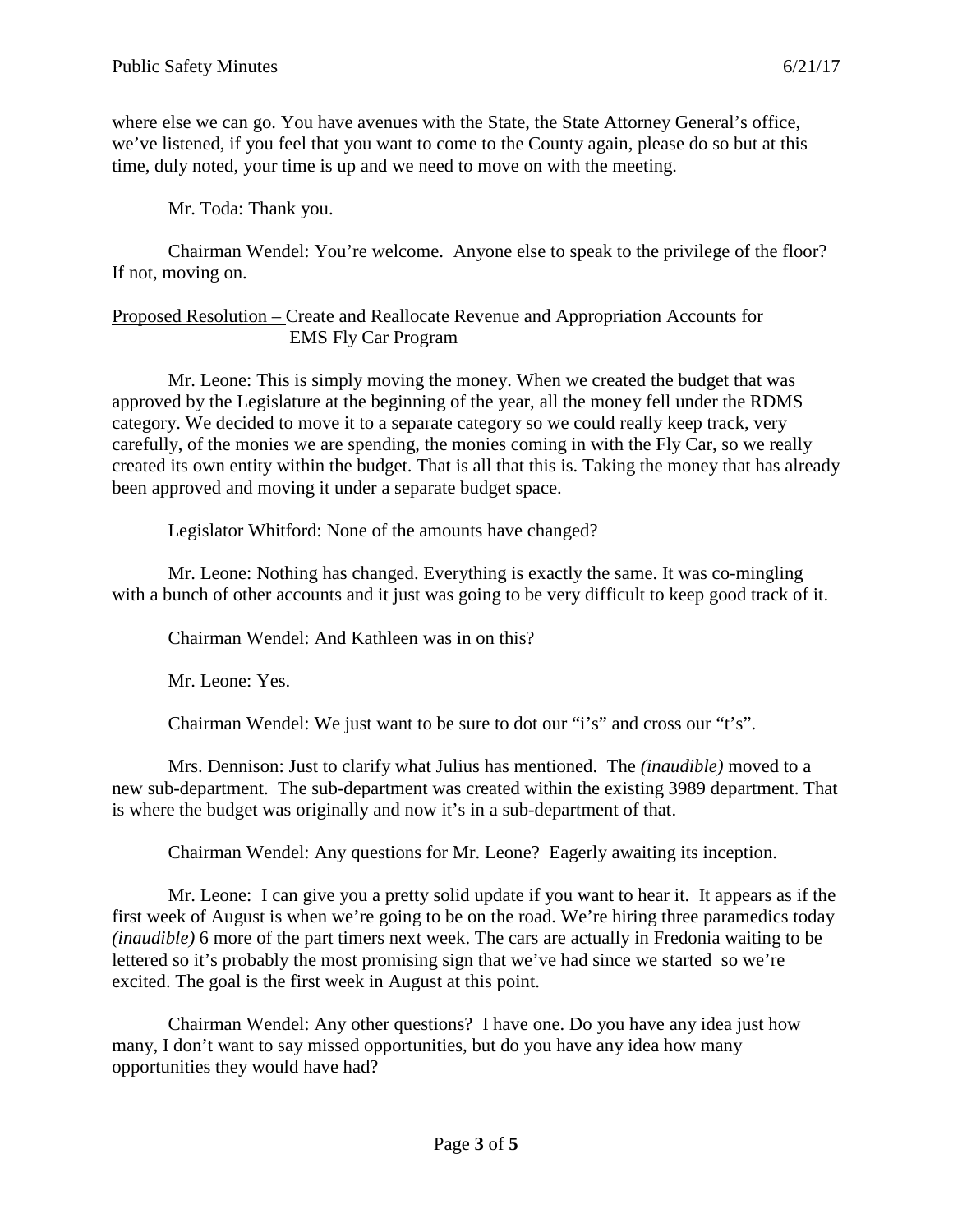where else we can go. You have avenues with the State, the State Attorney General's office, we've listened, if you feel that you want to come to the County again, please do so but at this time, duly noted, your time is up and we need to move on with the meeting.

Mr. Toda: Thank you.

Chairman Wendel: You're welcome. Anyone else to speak to the privilege of the floor? If not, moving on.

Proposed Resolution – Create and Reallocate Revenue and Appropriation Accounts for EMS Fly Car Program

Mr. Leone: This is simply moving the money. When we created the budget that was approved by the Legislature at the beginning of the year, all the money fell under the RDMS category. We decided to move it to a separate category so we could really keep track, very carefully, of the monies we are spending, the monies coming in with the Fly Car, so we really created its own entity within the budget. That is all that this is. Taking the money that has already been approved and moving it under a separate budget space.

Legislator Whitford: None of the amounts have changed?

Mr. Leone: Nothing has changed. Everything is exactly the same. It was co-mingling with a bunch of other accounts and it just was going to be very difficult to keep good track of it.

Chairman Wendel: And Kathleen was in on this?

Mr. Leone: Yes.

Chairman Wendel: We just want to be sure to dot our "i's" and cross our "t's".

Mrs. Dennison: Just to clarify what Julius has mentioned. The *(inaudible)* moved to a new sub-department. The sub-department was created within the existing 3989 department. That is where the budget was originally and now it's in a sub-department of that.

Chairman Wendel: Any questions for Mr. Leone? Eagerly awaiting its inception.

Mr. Leone: I can give you a pretty solid update if you want to hear it. It appears as if the first week of August is when we're going to be on the road. We're hiring three paramedics today *(inaudible)* 6 more of the part timers next week. The cars are actually in Fredonia waiting to be lettered so it's probably the most promising sign that we've had since we started so we're excited. The goal is the first week in August at this point.

Chairman Wendel: Any other questions? I have one. Do you have any idea just how many, I don't want to say missed opportunities, but do you have any idea how many opportunities they would have had?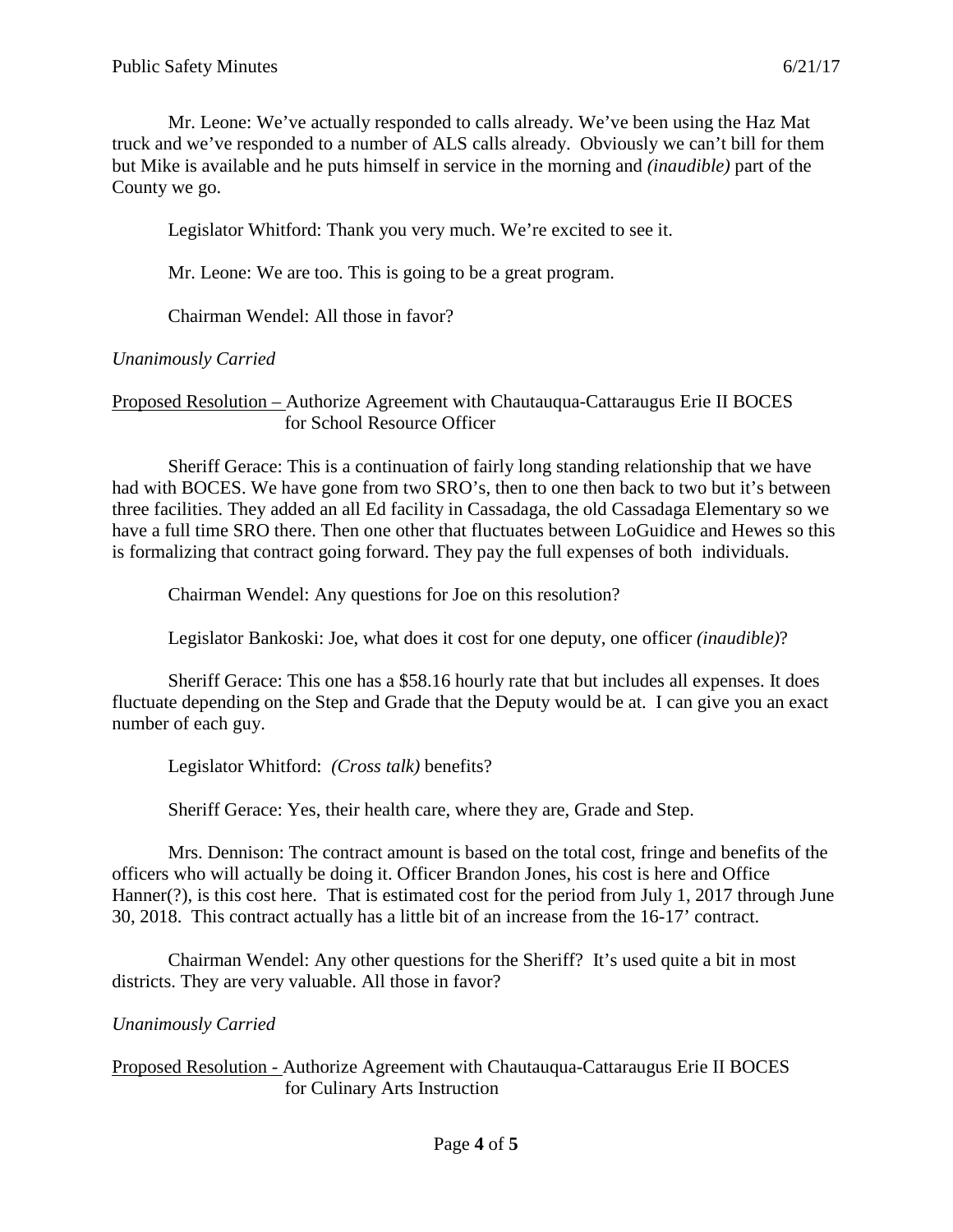Mr. Leone: We've actually responded to calls already. We've been using the Haz Mat truck and we've responded to a number of ALS calls already. Obviously we can't bill for them but Mike is available and he puts himself in service in the morning and *(inaudible)* part of the County we go.

Legislator Whitford: Thank you very much. We're excited to see it.

Mr. Leone: We are too. This is going to be a great program.

Chairman Wendel: All those in favor?

*Unanimously Carried*

Proposed Resolution – Authorize Agreement with Chautauqua-Cattaraugus Erie II BOCES for School Resource Officer

Sheriff Gerace: This is a continuation of fairly long standing relationship that we have had with BOCES. We have gone from two SRO's, then to one then back to two but it's between three facilities. They added an all Ed facility in Cassadaga, the old Cassadaga Elementary so we have a full time SRO there. Then one other that fluctuates between LoGuidice and Hewes so this is formalizing that contract going forward. They pay the full expenses of both individuals.

Chairman Wendel: Any questions for Joe on this resolution?

Legislator Bankoski: Joe, what does it cost for one deputy, one officer *(inaudible)*?

Sheriff Gerace: This one has a $58.16 hourly rate that but includes all expenses. It does fluctuate depending on the Step and Grade that the Deputy would be at. I can give you an exact number of each guy.

Legislator Whitford: *(Cross talk)* benefits?

Sheriff Gerace: Yes, their health care, where they are, Grade and Step.

Mrs. Dennison: The contract amount is based on the total cost, fringe and benefits of the officers who will actually be doing it. Officer Brandon Jones, his cost is here and Office Hanner(?), is this cost here. That is estimated cost for the period from July 1, 2017 through June 30, 2018. This contract actually has a little bit of an increase from the 16-17' contract.

Chairman Wendel: Any other questions for the Sheriff? It's used quite a bit in most districts. They are very valuable. All those in favor?

*Unanimously Carried*

Proposed Resolution - Authorize Agreement with Chautauqua-Cattaraugus Erie II BOCES for Culinary Arts Instruction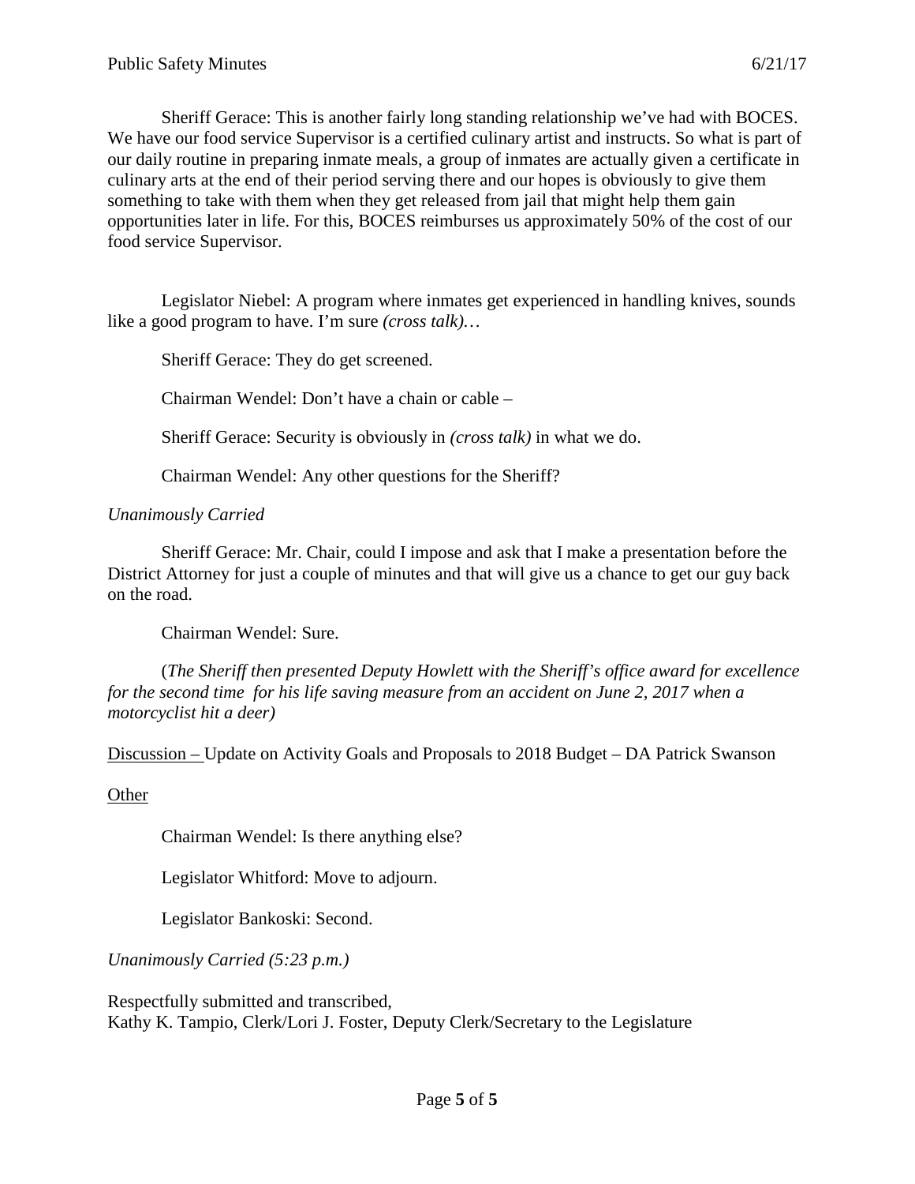Sheriff Gerace: This is another fairly long standing relationship we've had with BOCES. We have our food service Supervisor is a certified culinary artist and instructs. So what is part of our daily routine in preparing inmate meals, a group of inmates are actually given a certificate in culinary arts at the end of their period serving there and our hopes is obviously to give them something to take with them when they get released from jail that might help them gain opportunities later in life. For this, BOCES reimburses us approximately 50% of the cost of our food service Supervisor.

Legislator Niebel: A program where inmates get experienced in handling knives, sounds like a good program to have. I'm sure *(cross talk)…*

Sheriff Gerace: They do get screened.

Chairman Wendel: Don't have a chain or cable –

Sheriff Gerace: Security is obviously in *(cross talk)* in what we do.

Chairman Wendel: Any other questions for the Sheriff?

*Unanimously Carried*

Sheriff Gerace: Mr. Chair, could I impose and ask that I make a presentation before the District Attorney for just a couple of minutes and that will give us a chance to get our guy back on the road.

Chairman Wendel: Sure.

(*The Sheriff then presented Deputy Howlett with the Sheriff's office award for excellence for the second time for his life saving measure from an accident on June 2, 2017 when a motorcyclist hit a deer)*

Discussion – Update on Activity Goals and Proposals to 2018 Budget – DA Patrick Swanson

Other

Chairman Wendel: Is there anything else?

Legislator Whitford: Move to adjourn.

Legislator Bankoski: Second.

*Unanimously Carried (5:23 p.m.)*

Respectfully submitted and transcribed,
Kathy K. Tampio, Clerk/Lori J. Foster, Deputy Clerk/Secretary to the Legislature